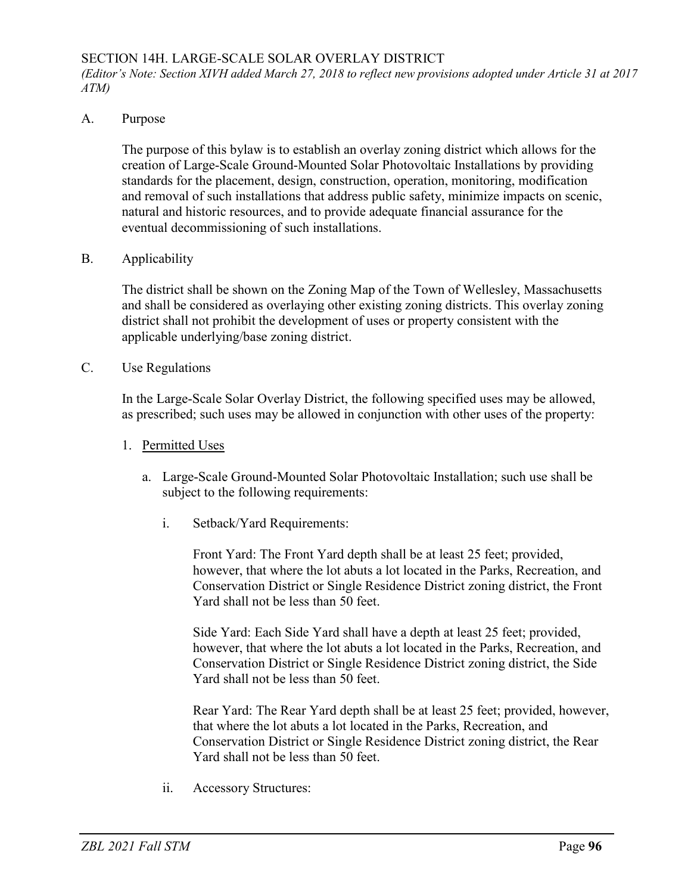# SECTION 14H. LARGE-SCALE SOLAR OVERLAY DISTRICT

*(Editor's Note: Section XIVH added March 27, 2018 to reflect new provisions adopted under Article 31 at 2017 ATM)*

## A. Purpose

The purpose of this bylaw is to establish an overlay zoning district which allows for the creation of Large-Scale Ground-Mounted Solar Photovoltaic Installations by providing standards for the placement, design, construction, operation, monitoring, modification and removal of such installations that address public safety, minimize impacts on scenic, natural and historic resources, and to provide adequate financial assurance for the eventual decommissioning of such installations.

## B. Applicability

The district shall be shown on the Zoning Map of the Town of Wellesley, Massachusetts and shall be considered as overlaying other existing zoning districts. This overlay zoning district shall not prohibit the development of uses or property consistent with the applicable underlying/base zoning district.

## C. Use Regulations

In the Large-Scale Solar Overlay District, the following specified uses may be allowed, as prescribed; such uses may be allowed in conjunction with other uses of the property:

1. Permitted Uses

   a. Large-Scale Ground-Mounted Solar Photovoltaic Installation; such use shall be subject to the following requirements:

      i. Setback/Yard Requirements:

         Front Yard: The Front Yard depth shall be at least 25 feet; provided, however, that where the lot abuts a lot located in the Parks, Recreation, and Conservation District or Single Residence District zoning district, the Front Yard shall not be less than 50 feet.

         Side Yard: Each Side Yard shall have a depth at least 25 feet; provided, however, that where the lot abuts a lot located in the Parks, Recreation, and Conservation District or Single Residence District zoning district, the Side Yard shall not be less than 50 feet.

         Rear Yard: The Rear Yard depth shall be at least 25 feet; provided, however, that where the lot abuts a lot located in the Parks, Recreation, and Conservation District or Single Residence District zoning district, the Rear Yard shall not be less than 50 feet.

      ii. Accessory Structures: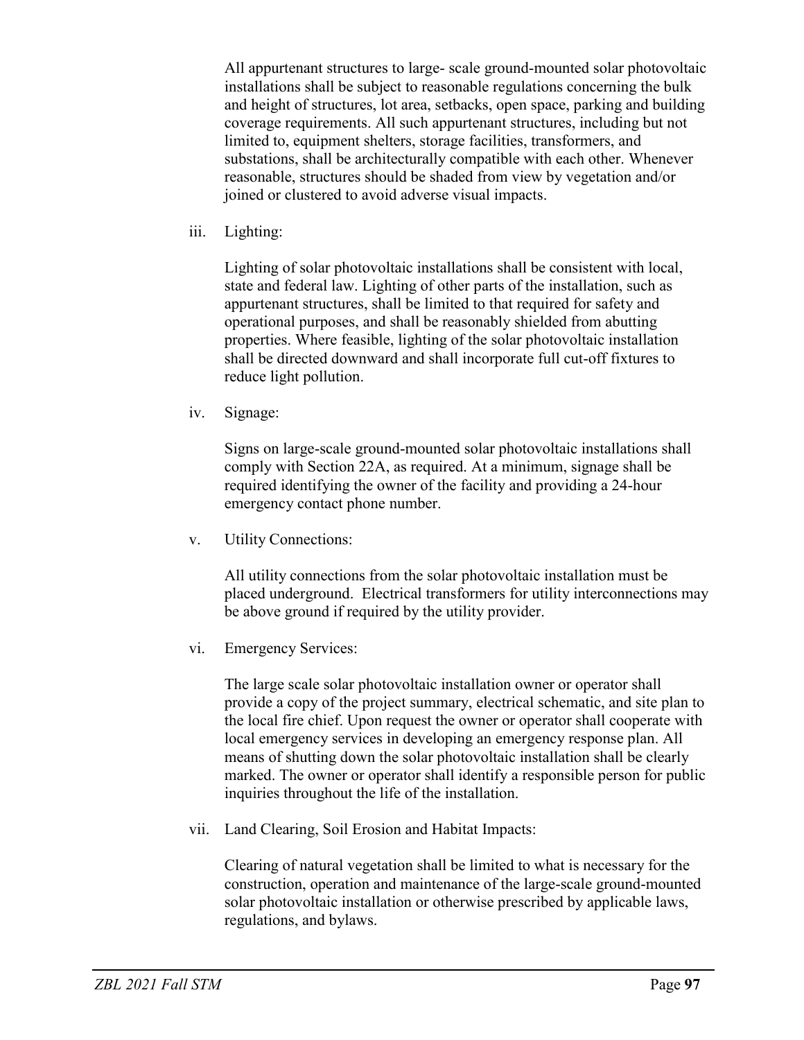All appurtenant structures to large- scale ground-mounted solar photovoltaic installations shall be subject to reasonable regulations concerning the bulk and height of structures, lot area, setbacks, open space, parking and building coverage requirements. All such appurtenant structures, including but not limited to, equipment shelters, storage facilities, transformers, and substations, shall be architecturally compatible with each other. Whenever reasonable, structures should be shaded from view by vegetation and/or joined or clustered to avoid adverse visual impacts.

iii. Lighting:

Lighting of solar photovoltaic installations shall be consistent with local, state and federal law. Lighting of other parts of the installation, such as appurtenant structures, shall be limited to that required for safety and operational purposes, and shall be reasonably shielded from abutting properties. Where feasible, lighting of the solar photovoltaic installation shall be directed downward and shall incorporate full cut-off fixtures to reduce light pollution.

iv. Signage:

Signs on large-scale ground-mounted solar photovoltaic installations shall comply with Section 22A, as required. At a minimum, signage shall be required identifying the owner of the facility and providing a 24-hour emergency contact phone number.

v. Utility Connections:

All utility connections from the solar photovoltaic installation must be placed underground. Electrical transformers for utility interconnections may be above ground if required by the utility provider.

vi. Emergency Services:

The large scale solar photovoltaic installation owner or operator shall provide a copy of the project summary, electrical schematic, and site plan to the local fire chief. Upon request the owner or operator shall cooperate with local emergency services in developing an emergency response plan. All means of shutting down the solar photovoltaic installation shall be clearly marked. The owner or operator shall identify a responsible person for public inquiries throughout the life of the installation.

vii. Land Clearing, Soil Erosion and Habitat Impacts:

Clearing of natural vegetation shall be limited to what is necessary for the construction, operation and maintenance of the large-scale ground-mounted solar photovoltaic installation or otherwise prescribed by applicable laws, regulations, and bylaws.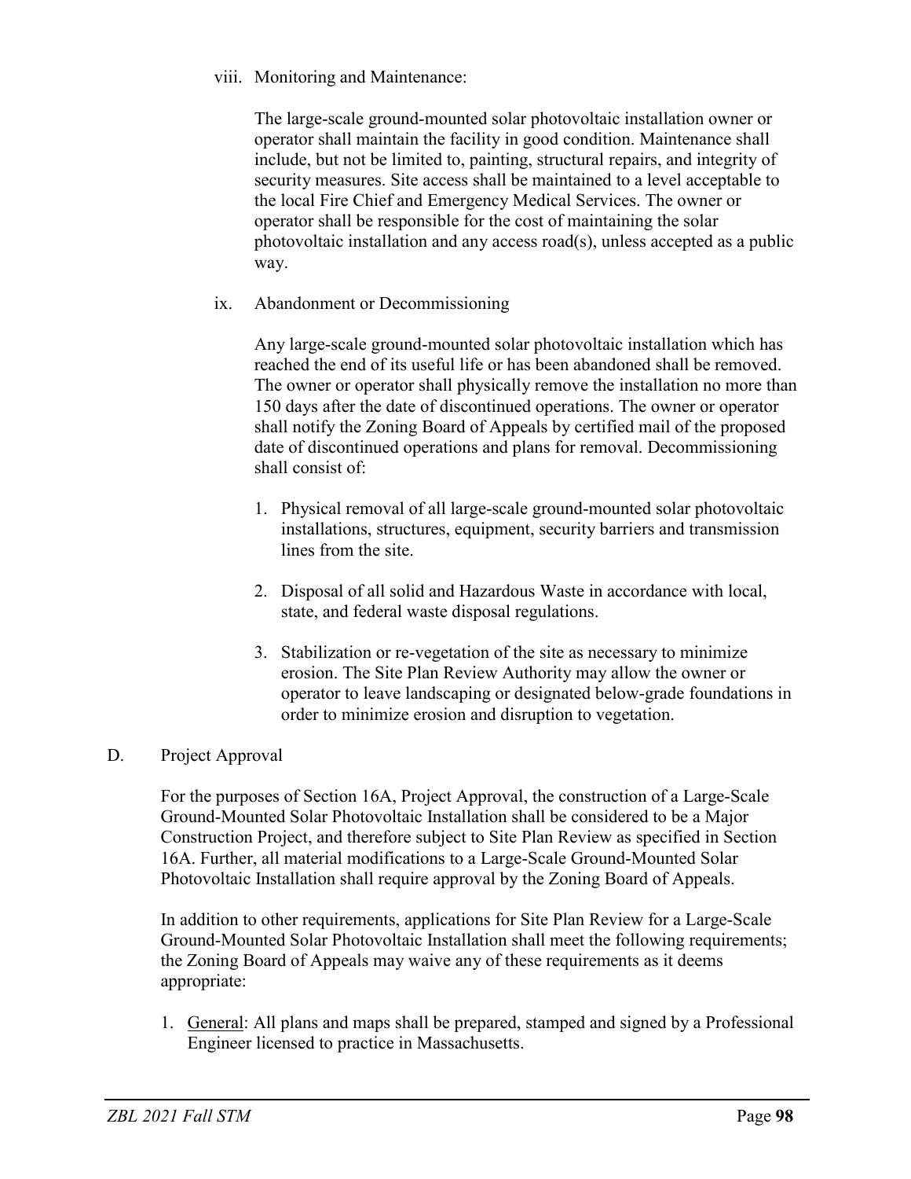viii. Monitoring and Maintenance:

The large-scale ground-mounted solar photovoltaic installation owner or operator shall maintain the facility in good condition. Maintenance shall include, but not be limited to, painting, structural repairs, and integrity of security measures. Site access shall be maintained to a level acceptable to the local Fire Chief and Emergency Medical Services. The owner or operator shall be responsible for the cost of maintaining the solar photovoltaic installation and any access road(s), unless accepted as a public way.

ix. Abandonment or Decommissioning

Any large-scale ground-mounted solar photovoltaic installation which has reached the end of its useful life or has been abandoned shall be removed. The owner or operator shall physically remove the installation no more than 150 days after the date of discontinued operations. The owner or operator shall notify the Zoning Board of Appeals by certified mail of the proposed date of discontinued operations and plans for removal. Decommissioning shall consist of:

1. Physical removal of all large-scale ground-mounted solar photovoltaic installations, structures, equipment, security barriers and transmission lines from the site.

2. Disposal of all solid and Hazardous Waste in accordance with local, state, and federal waste disposal regulations.

3. Stabilization or re-vegetation of the site as necessary to minimize erosion. The Site Plan Review Authority may allow the owner or operator to leave landscaping or designated below-grade foundations in order to minimize erosion and disruption to vegetation.

D. Project Approval

For the purposes of Section 16A, Project Approval, the construction of a Large-Scale Ground-Mounted Solar Photovoltaic Installation shall be considered to be a Major Construction Project, and therefore subject to Site Plan Review as specified in Section 16A. Further, all material modifications to a Large-Scale Ground-Mounted Solar Photovoltaic Installation shall require approval by the Zoning Board of Appeals.

In addition to other requirements, applications for Site Plan Review for a Large-Scale Ground-Mounted Solar Photovoltaic Installation shall meet the following requirements; the Zoning Board of Appeals may waive any of these requirements as it deems appropriate:

1. General: All plans and maps shall be prepared, stamped and signed by a Professional Engineer licensed to practice in Massachusetts.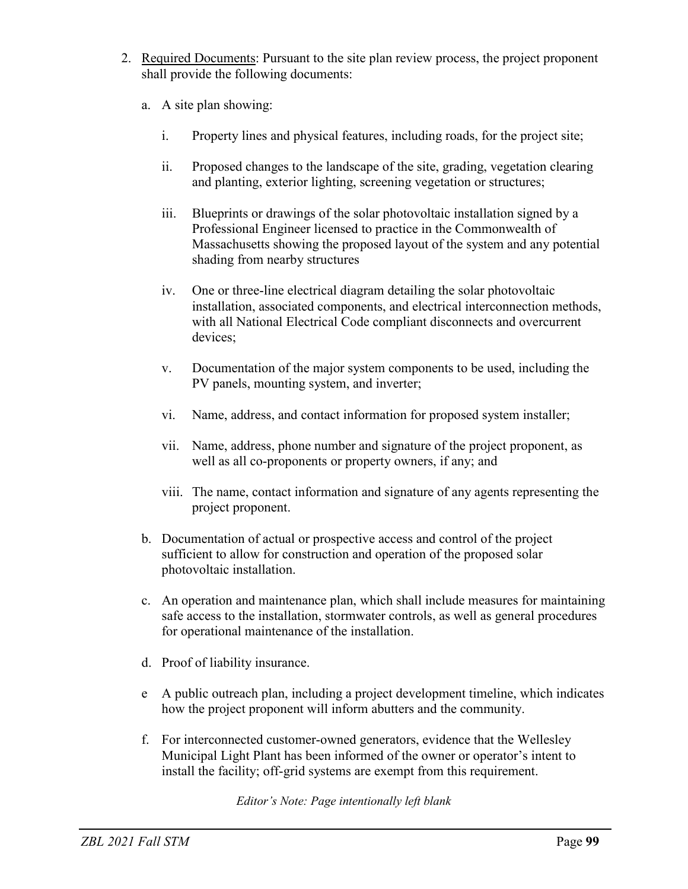2. <u>Required Documents</u>: Pursuant to the site plan review process, the project proponent shall provide the following documents:

   a. A site plan showing:

      i. Property lines and physical features, including roads, for the project site;

      ii. Proposed changes to the landscape of the site, grading, vegetation clearing and planting, exterior lighting, screening vegetation or structures;

      iii. Blueprints or drawings of the solar photovoltaic installation signed by a Professional Engineer licensed to practice in the Commonwealth of Massachusetts showing the proposed layout of the system and any potential shading from nearby structures

      iv. One or three-line electrical diagram detailing the solar photovoltaic installation, associated components, and electrical interconnection methods, with all National Electrical Code compliant disconnects and overcurrent devices;

      v. Documentation of the major system components to be used, including the PV panels, mounting system, and inverter;

      vi. Name, address, and contact information for proposed system installer;

      vii. Name, address, phone number and signature of the project proponent, as well as all co-proponents or property owners, if any; and

      viii. The name, contact information and signature of any agents representing the project proponent.

   b. Documentation of actual or prospective access and control of the project sufficient to allow for construction and operation of the proposed solar photovoltaic installation.

   c. An operation and maintenance plan, which shall include measures for maintaining safe access to the installation, stormwater controls, as well as general procedures for operational maintenance of the installation.

   d. Proof of liability insurance.

   e A public outreach plan, including a project development timeline, which indicates how the project proponent will inform abutters and the community.

   f. For interconnected customer-owned generators, evidence that the Wellesley Municipal Light Plant has been informed of the owner or operator's intent to install the facility; off-grid systems are exempt from this requirement.

*Editor's Note: Page intentionally left blank*